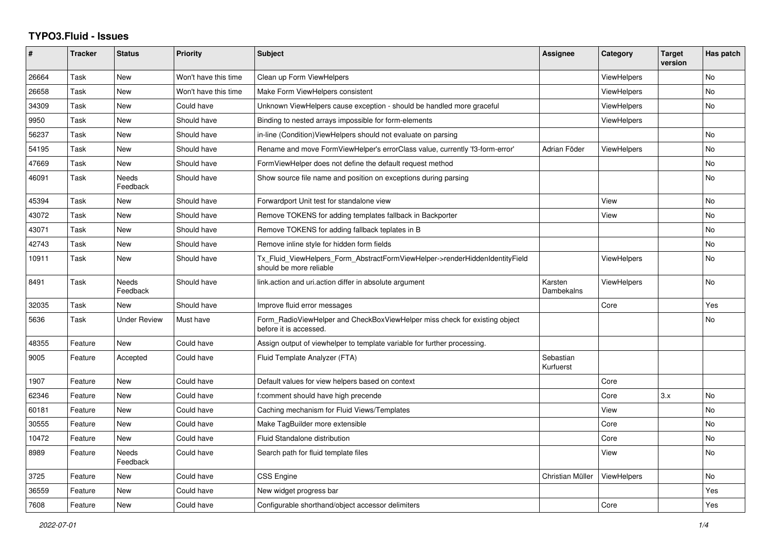# TYPO3.Fluid - Issues

| # | Tracker | Status | Priority | Subject | Assignee | Category | Target version | Has patch |
|---|---|---|---|---|---|---|---|---|
| 26664 | Task | New | Won't have this time | Clean up Form ViewHelpers | | ViewHelpers | | No |
| 26658 | Task | New | Won't have this time | Make Form ViewHelpers consistent | | ViewHelpers | | No |
| 34309 | Task | New | Could have | Unknown ViewHelpers cause exception - should be handled more graceful | | ViewHelpers | | No |
| 9950 | Task | New | Should have | Binding to nested arrays impossible for form-elements | | ViewHelpers | | |
| 56237 | Task | New | Should have | in-line (Condition)ViewHelpers should not evaluate on parsing | | | | No |
| 54195 | Task | New | Should have | Rename and move FormViewHelper's errorClass value, currently 'f3-form-error' | Adrian Föder | ViewHelpers | | No |
| 47669 | Task | New | Should have | FormViewHelper does not define the default request method | | | | No |
| 46091 | Task | Needs Feedback | Should have | Show source file name and position on exceptions during parsing | | | | No |
| 45394 | Task | New | Should have | Forwardport Unit test for standalone view | | View | | No |
| 43072 | Task | New | Should have | Remove TOKENS for adding templates fallback in Backporter | | View | | No |
| 43071 | Task | New | Should have | Remove TOKENS for adding fallback teplates in B | | | | No |
| 42743 | Task | New | Should have | Remove inline style for hidden form fields | | | | No |
| 10911 | Task | New | Should have | Tx_Fluid_ViewHelpers_Form_AbstractFormViewHelper->renderHiddenIdentityField should be more reliable | | ViewHelpers | | No |
| 8491 | Task | Needs Feedback | Should have | link.action and uri.action differ in absolute argument | Karsten Dambekalns | ViewHelpers | | No |
| 32035 | Task | New | Should have | Improve fluid error messages | | Core | | Yes |
| 5636 | Task | Under Review | Must have | Form_RadioViewHelper and CheckBoxViewHelper miss check for existing object before it is accessed. | | | | No |
| 48355 | Feature | New | Could have | Assign output of viewhelper to template variable for further processing. | | | | |
| 9005 | Feature | Accepted | Could have | Fluid Template Analyzer (FTA) | Sebastian Kurfuerst | | | |
| 1907 | Feature | New | Could have | Default values for view helpers based on context | | Core | | |
| 62346 | Feature | New | Could have | f:comment should have high precende | | Core | 3.x | No |
| 60181 | Feature | New | Could have | Caching mechanism for Fluid Views/Templates | | View | | No |
| 30555 | Feature | New | Could have | Make TagBuilder more extensible | | Core | | No |
| 10472 | Feature | New | Could have | Fluid Standalone distribution | | Core | | No |
| 8989 | Feature | Needs Feedback | Could have | Search path for fluid template files | | View | | No |
| 3725 | Feature | New | Could have | CSS Engine | Christian Müller | ViewHelpers | | No |
| 36559 | Feature | New | Could have | New widget progress bar | | | | Yes |
| 7608 | Feature | New | Could have | Configurable shorthand/object accessor delimiters | | Core | | Yes |

2022-07-01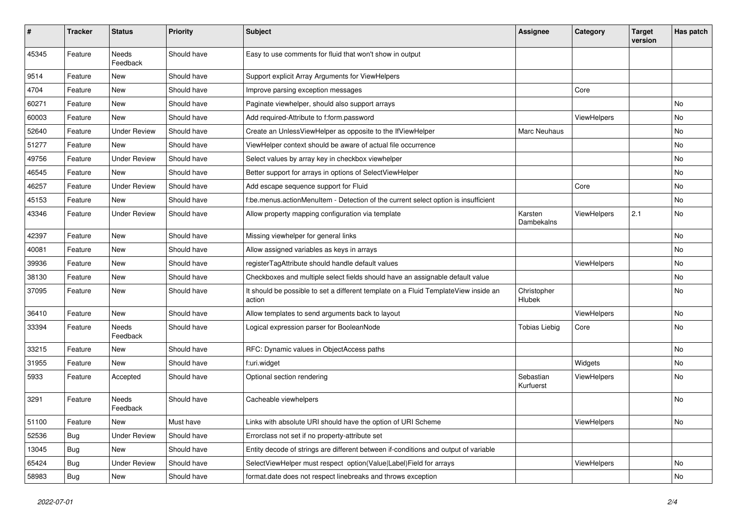| # | Tracker | Status | Priority | Subject | Assignee | Category | Target version | Has patch |
|---|---|---|---|---|---|---|---|---|
| 45345 | Feature | Needs Feedback | Should have | Easy to use comments for fluid that won't show in output | | | | |
| 9514 | Feature | New | Should have | Support explicit Array Arguments for ViewHelpers | | | | |
| 4704 | Feature | New | Should have | Improve parsing exception messages | | Core | | |
| 60271 | Feature | New | Should have | Paginate viewhelper, should also support arrays | | | | No |
| 60003 | Feature | New | Should have | Add required-Attribute to f:form.password | | ViewHelpers | | No |
| 52640 | Feature | Under Review | Should have | Create an UnlessViewHelper as opposite to the IfViewHelper | Marc Neuhaus | | | No |
| 51277 | Feature | New | Should have | ViewHelper context should be aware of actual file occurrence | | | | No |
| 49756 | Feature | Under Review | Should have | Select values by array key in checkbox viewhelper | | | | No |
| 46545 | Feature | New | Should have | Better support for arrays in options of SelectViewHelper | | | | No |
| 46257 | Feature | Under Review | Should have | Add escape sequence support for Fluid | | Core | | No |
| 45153 | Feature | New | Should have | f:be.menus.actionMenuItem - Detection of the current select option is insufficient | | | | No |
| 43346 | Feature | Under Review | Should have | Allow property mapping configuration via template | Karsten Dambekalns | ViewHelpers | 2.1 | No |
| 42397 | Feature | New | Should have | Missing viewhelper for general links | | | | No |
| 40081 | Feature | New | Should have | Allow assigned variables as keys in arrays | | | | No |
| 39936 | Feature | New | Should have | registerTagAttribute should handle default values | | ViewHelpers | | No |
| 38130 | Feature | New | Should have | Checkboxes and multiple select fields should have an assignable default value | | | | No |
| 37095 | Feature | New | Should have | It should be possible to set a different template on a Fluid TemplateView inside an action | Christopher Hlubek | | | No |
| 36410 | Feature | New | Should have | Allow templates to send arguments back to layout | | ViewHelpers | | No |
| 33394 | Feature | Needs Feedback | Should have | Logical expression parser for BooleanNode | Tobias Liebig | Core | | No |
| 33215 | Feature | New | Should have | RFC: Dynamic values in ObjectAccess paths | | | | No |
| 31955 | Feature | New | Should have | f:uri.widget | | Widgets | | No |
| 5933 | Feature | Accepted | Should have | Optional section rendering | Sebastian Kurfuerst | ViewHelpers | | No |
| 3291 | Feature | Needs Feedback | Should have | Cacheable viewhelpers | | | | No |
| 51100 | Feature | New | Must have | Links with absolute URI should have the option of URI Scheme | | ViewHelpers | | No |
| 52536 | Bug | Under Review | Should have | Errorclass not set if no property-attribute set | | | | |
| 13045 | Bug | New | Should have | Entity decode of strings are different between if-conditions and output of variable | | | | |
| 65424 | Bug | Under Review | Should have | SelectViewHelper must respect option(Value\|Label)Field for arrays | | ViewHelpers | | No |
| 58983 | Bug | New | Should have | format.date does not respect linebreaks and throws exception | | | | No |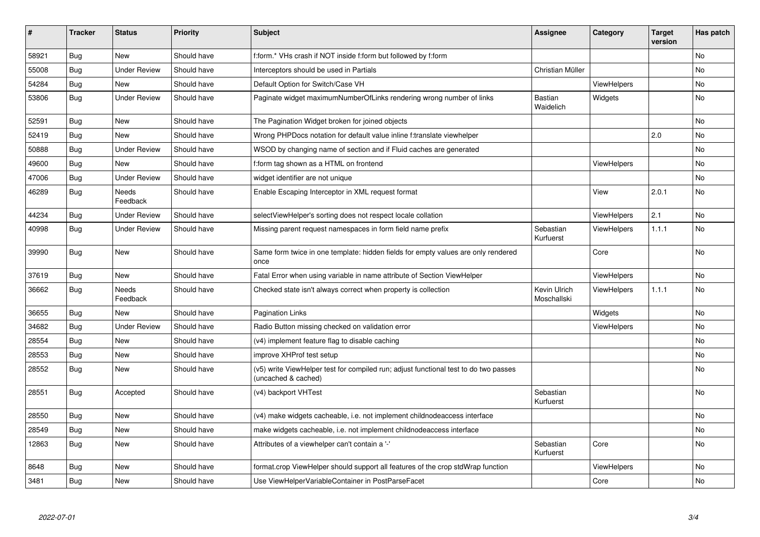| # | Tracker | Status | Priority | Subject | Assignee | Category | Target version | Has patch |
|---|---|---|---|---|---|---|---|---|
| 58921 | Bug | New | Should have | f:form.* VHs crash if NOT inside f:form but followed by f:form | | | | No |
| 55008 | Bug | Under Review | Should have | Interceptors should be used in Partials | Christian Müller | | | No |
| 54284 | Bug | New | Should have | Default Option for Switch/Case VH | | ViewHelpers | | No |
| 53806 | Bug | Under Review | Should have | Paginate widget maximumNumberOfLinks rendering wrong number of links | Bastian Waidelich | Widgets | | No |
| 52591 | Bug | New | Should have | The Pagination Widget broken for joined objects | | | | No |
| 52419 | Bug | New | Should have | Wrong PHPDocs notation for default value inline f:translate viewhelper | | | 2.0 | No |
| 50888 | Bug | Under Review | Should have | WSOD by changing name of section and if Fluid caches are generated | | | | No |
| 49600 | Bug | New | Should have | f:form tag shown as a HTML on frontend | | ViewHelpers | | No |
| 47006 | Bug | Under Review | Should have | widget identifier are not unique | | | | No |
| 46289 | Bug | Needs Feedback | Should have | Enable Escaping Interceptor in XML request format | | View | 2.0.1 | No |
| 44234 | Bug | Under Review | Should have | selectViewHelper's sorting does not respect locale collation | | ViewHelpers | 2.1 | No |
| 40998 | Bug | Under Review | Should have | Missing parent request namespaces in form field name prefix | Sebastian Kurfuerst | ViewHelpers | 1.1.1 | No |
| 39990 | Bug | New | Should have | Same form twice in one template: hidden fields for empty values are only rendered once | | Core | | No |
| 37619 | Bug | New | Should have | Fatal Error when using variable in name attribute of Section ViewHelper | | ViewHelpers | | No |
| 36662 | Bug | Needs Feedback | Should have | Checked state isn't always correct when property is collection | Kevin Ulrich Moschallski | ViewHelpers | 1.1.1 | No |
| 36655 | Bug | New | Should have | Pagination Links | | Widgets | | No |
| 34682 | Bug | Under Review | Should have | Radio Button missing checked on validation error | | ViewHelpers | | No |
| 28554 | Bug | New | Should have | (v4) implement feature flag to disable caching | | | | No |
| 28553 | Bug | New | Should have | improve XHProf test setup | | | | No |
| 28552 | Bug | New | Should have | (v5) write ViewHelper test for compiled run; adjust functional test to do two passes (uncached & cached) | | | | No |
| 28551 | Bug | Accepted | Should have | (v4) backport VHTest | Sebastian Kurfuerst | | | No |
| 28550 | Bug | New | Should have | (v4) make widgets cacheable, i.e. not implement childnodeaccess interface | | | | No |
| 28549 | Bug | New | Should have | make widgets cacheable, i.e. not implement childnodeaccess interface | | | | No |
| 12863 | Bug | New | Should have | Attributes of a viewhelper can't contain a '-' | Sebastian Kurfuerst | Core | | No |
| 8648 | Bug | New | Should have | format.crop ViewHelper should support all features of the crop stdWrap function | | ViewHelpers | | No |
| 3481 | Bug | New | Should have | Use ViewHelperVariableContainer in PostParseFacet | | Core | | No |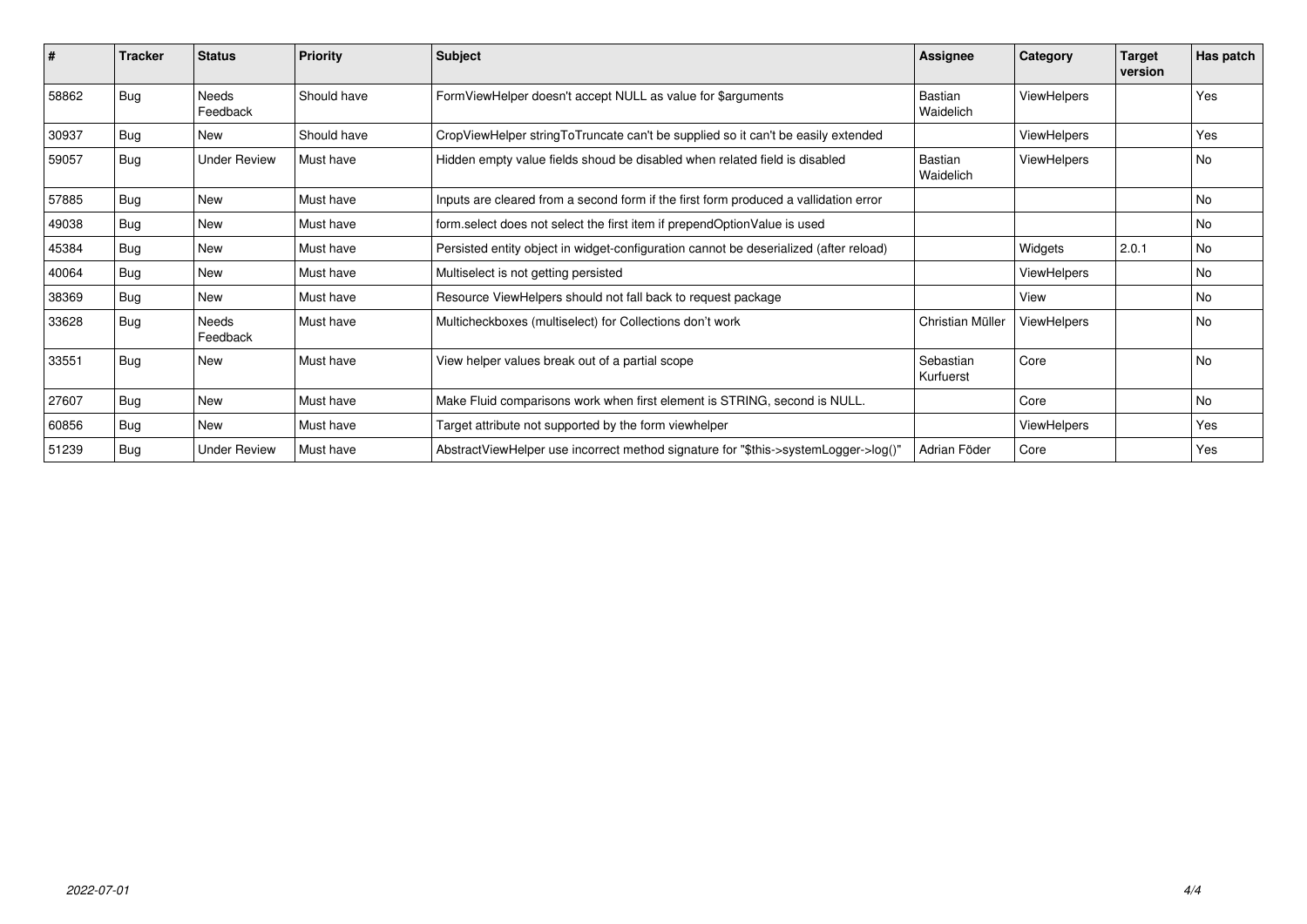| # | Tracker | Status | Priority | Subject | Assignee | Category | Target version | Has patch |
|---|---|---|---|---|---|---|---|---|
| 58862 | Bug | Needs Feedback | Should have | FormViewHelper doesn't accept NULL as value for $arguments | Bastian Waidelich | ViewHelpers | | Yes |
| 30937 | Bug | New | Should have | CropViewHelper stringToTruncate can't be supplied so it can't be easily extended | | ViewHelpers | | Yes |
| 59057 | Bug | Under Review | Must have | Hidden empty value fields shoud be disabled when related field is disabled | Bastian Waidelich | ViewHelpers | | No |
| 57885 | Bug | New | Must have | Inputs are cleared from a second form if the first form produced a vallidation error | | | | No |
| 49038 | Bug | New | Must have | form.select does not select the first item if prependOptionValue is used | | | | No |
| 45384 | Bug | New | Must have | Persisted entity object in widget-configuration cannot be deserialized (after reload) | | Widgets | 2.0.1 | No |
| 40064 | Bug | New | Must have | Multiselect is not getting persisted | | ViewHelpers | | No |
| 38369 | Bug | New | Must have | Resource ViewHelpers should not fall back to request package | | View | | No |
| 33628 | Bug | Needs Feedback | Must have | Multicheckboxes (multiselect) for Collections don't work | Christian Müller | ViewHelpers | | No |
| 33551 | Bug | New | Must have | View helper values break out of a partial scope | Sebastian Kurfuerst | Core | | No |
| 27607 | Bug | New | Must have | Make Fluid comparisons work when first element is STRING, second is NULL. | | Core | | No |
| 60856 | Bug | New | Must have | Target attribute not supported by the form viewhelper | | ViewHelpers | | Yes |
| 51239 | Bug | Under Review | Must have | AbstractViewHelper use incorrect method signature for "$this->systemLogger->log()" | Adrian Föder | Core | | Yes |